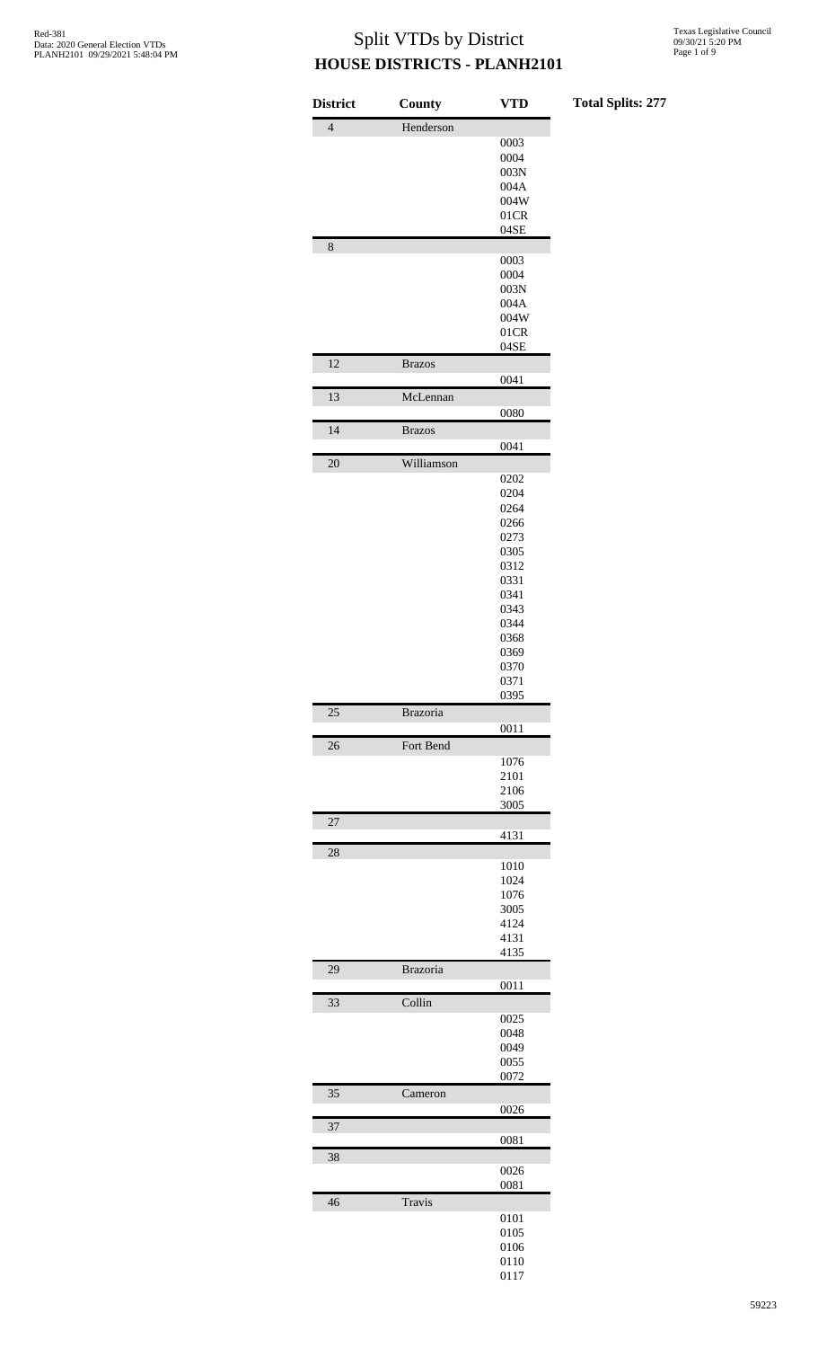# Split VTDs by District

## HOUSE DISTRICTS - PLANH2101

**Total Splits: 277**

| District | County | VTD |
|---|---|---|
| 4 | Henderson | |
| | | 0003 |
| | | 0004 |
| | | 003N |
| | | 004A |
| | | 004W |
| | | 01CR |
| | | 04SE |
| 8 | | |
| | | 0003 |
| | | 0004 |
| | | 003N |
| | | 004A |
| | | 004W |
| | | 01CR |
| | | 04SE |
| 12 | Brazos | |
| | | 0041 |
| 13 | McLennan | |
| | | 0080 |
| 14 | Brazos | |
| | | 0041 |
| 20 | Williamson | |
| | | 0202 |
| | | 0204 |
| | | 0264 |
| | | 0266 |
| | | 0273 |
| | | 0305 |
| | | 0312 |
| | | 0331 |
| | | 0341 |
| | | 0343 |
| | | 0344 |
| | | 0368 |
| | | 0369 |
| | | 0370 |
| | | 0371 |
| | | 0395 |
| 25 | Brazoria | |
| | | 0011 |
| 26 | Fort Bend | |
| | | 1076 |
| | | 2101 |
| | | 2106 |
| | | 3005 |
| 27 | | |
| | | 4131 |
| 28 | | |
| | | 1010 |
| | | 1024 |
| | | 1076 |
| | | 3005 |
| | | 4124 |
| | | 4131 |
| | | 4135 |
| 29 | Brazoria | |
| | | 0011 |
| 33 | Collin | |
| | | 0025 |
| | | 0048 |
| | | 0049 |
| | | 0055 |
| | | 0072 |
| 35 | Cameron | |
| | | 0026 |
| 37 | | |
| | | 0081 |
| 38 | | |
| | | 0026 |
| | | 0081 |
| 46 | Travis | |
| | | 0101 |
| | | 0105 |
| | | 0106 |
| | | 0110 |
| | | 0117 |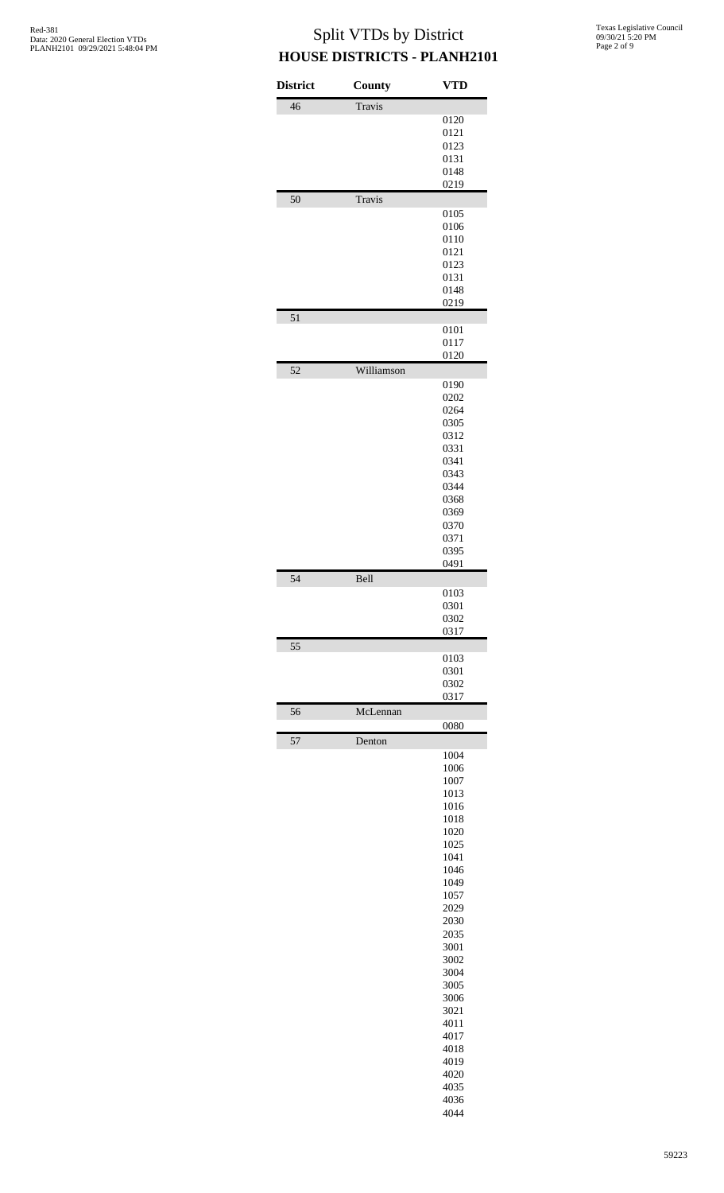# Split VTDs by District

## HOUSE DISTRICTS - PLANH2101

| District | County | VTD |
|---|---|---|
| 46 | Travis | |
| | | 0120 |
| | | 0121 |
| | | 0123 |
| | | 0131 |
| | | 0148 |
| | | 0219 |
| 50 | Travis | |
| | | 0105 |
| | | 0106 |
| | | 0110 |
| | | 0121 |
| | | 0123 |
| | | 0131 |
| | | 0148 |
| | | 0219 |
| 51 | | |
| | | 0101 |
| | | 0117 |
| | | 0120 |
| 52 | Williamson | |
| | | 0190 |
| | | 0202 |
| | | 0264 |
| | | 0305 |
| | | 0312 |
| | | 0331 |
| | | 0341 |
| | | 0343 |
| | | 0344 |
| | | 0368 |
| | | 0369 |
| | | 0370 |
| | | 0371 |
| | | 0395 |
| | | 0491 |
| 54 | Bell | |
| | | 0103 |
| | | 0301 |
| | | 0302 |
| | | 0317 |
| 55 | | |
| | | 0103 |
| | | 0301 |
| | | 0302 |
| | | 0317 |
| 56 | McLennan | |
| | | 0080 |
| 57 | Denton | |
| | | 1004 |
| | | 1006 |
| | | 1007 |
| | | 1013 |
| | | 1016 |
| | | 1018 |
| | | 1020 |
| | | 1025 |
| | | 1041 |
| | | 1046 |
| | | 1049 |
| | | 1057 |
| | | 2029 |
| | | 2030 |
| | | 2035 |
| | | 3001 |
| | | 3002 |
| | | 3004 |
| | | 3005 |
| | | 3006 |
| | | 3021 |
| | | 4011 |
| | | 4017 |
| | | 4018 |
| | | 4019 |
| | | 4020 |
| | | 4035 |
| | | 4036 |
| | | 4044 |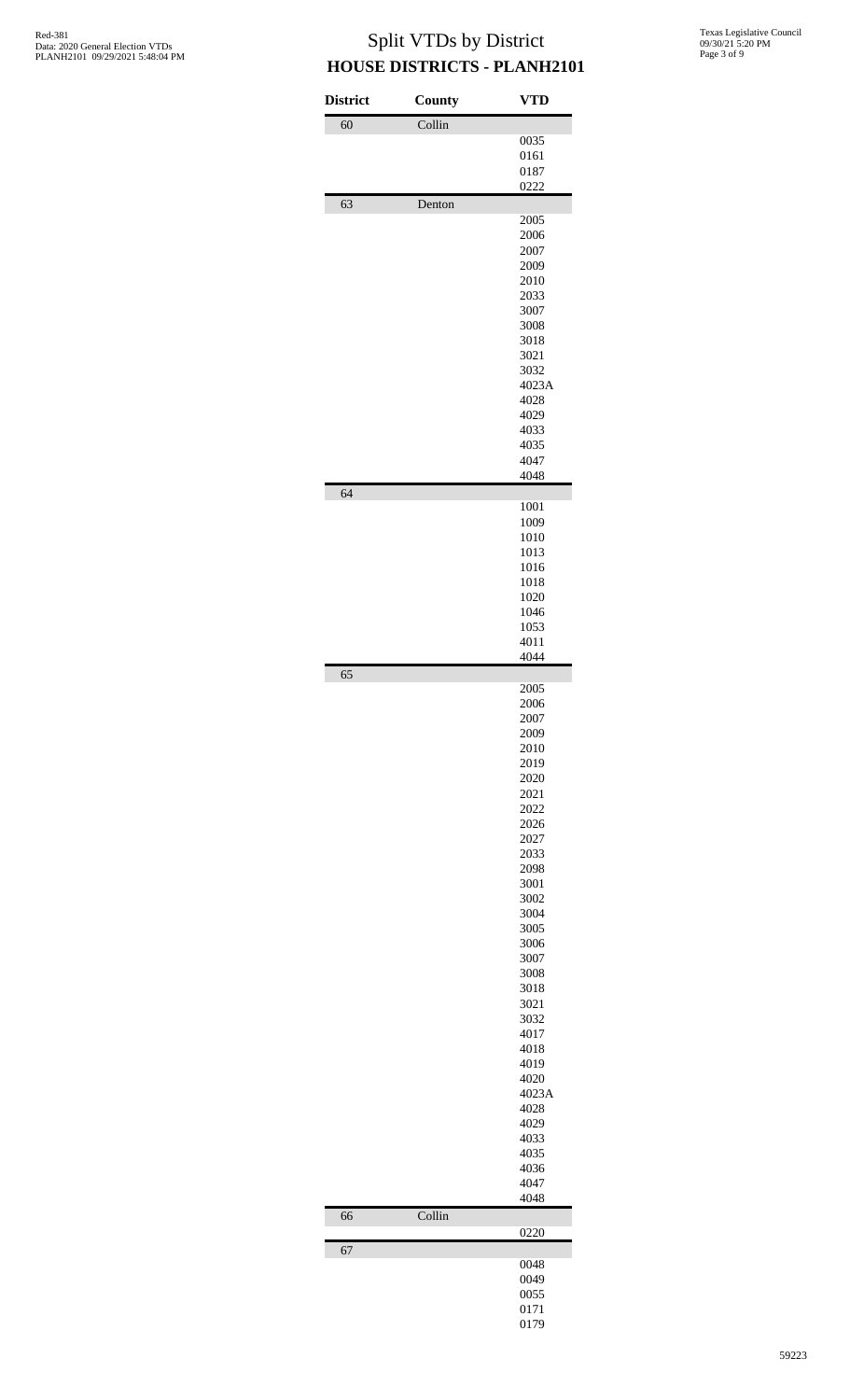# Split VTDs by District

## HOUSE DISTRICTS - PLANH2101

| District | County | VTD |
|---|---|---|
| 60 | Collin | |
| | | 0035 |
| | | 0161 |
| | | 0187 |
| | | 0222 |
| 63 | Denton | |
| | | 2005 |
| | | 2006 |
| | | 2007 |
| | | 2009 |
| | | 2010 |
| | | 2033 |
| | | 3007 |
| | | 3008 |
| | | 3018 |
| | | 3021 |
| | | 3032 |
| | | 4023A |
| | | 4028 |
| | | 4029 |
| | | 4033 |
| | | 4035 |
| | | 4047 |
| | | 4048 |
| 64 | | |
| | | 1001 |
| | | 1009 |
| | | 1010 |
| | | 1013 |
| | | 1016 |
| | | 1018 |
| | | 1020 |
| | | 1046 |
| | | 1053 |
| | | 4011 |
| | | 4044 |
| 65 | | |
| | | 2005 |
| | | 2006 |
| | | 2007 |
| | | 2009 |
| | | 2010 |
| | | 2019 |
| | | 2020 |
| | | 2021 |
| | | 2022 |
| | | 2026 |
| | | 2027 |
| | | 2033 |
| | | 2098 |
| | | 3001 |
| | | 3002 |
| | | 3004 |
| | | 3005 |
| | | 3006 |
| | | 3007 |
| | | 3008 |
| | | 3018 |
| | | 3021 |
| | | 3032 |
| | | 4017 |
| | | 4018 |
| | | 4019 |
| | | 4020 |
| | | 4023A |
| | | 4028 |
| | | 4029 |
| | | 4033 |
| | | 4035 |
| | | 4036 |
| | | 4047 |
| | | 4048 |
| 66 | Collin | |
| | | 0220 |
| 67 | | |
| | | 0048 |
| | | 0049 |
| | | 0055 |
| | | 0171 |
| | | 0179 |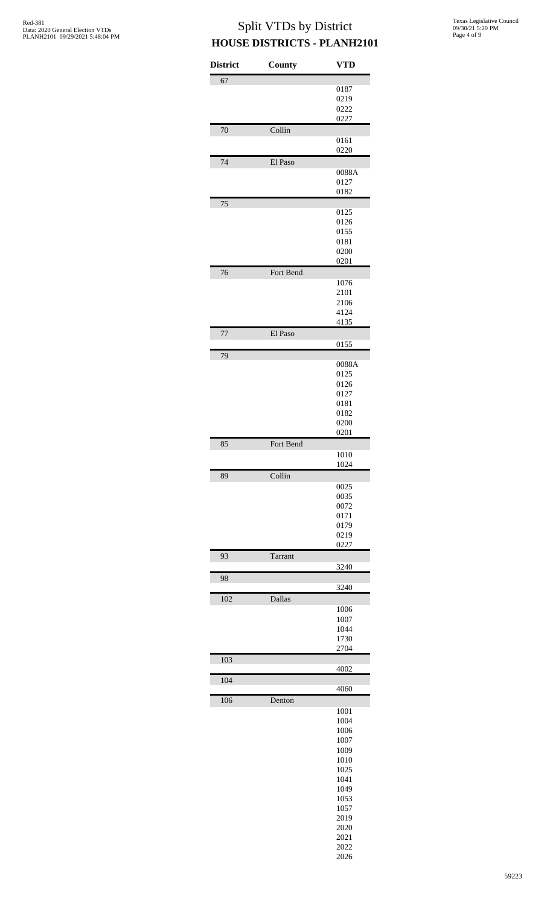# Split VTDs by District

## HOUSE DISTRICTS - PLANH2101

| District | County | VTD |
|---|---|---|
| 67 | | |
| | | 0187 |
| | | 0219 |
| | | 0222 |
| | | 0227 |
| 70 | Collin | |
| | | 0161 |
| | | 0220 |
| 74 | El Paso | |
| | | 0088A |
| | | 0127 |
| | | 0182 |
| 75 | | |
| | | 0125 |
| | | 0126 |
| | | 0155 |
| | | 0181 |
| | | 0200 |
| | | 0201 |
| 76 | Fort Bend | |
| | | 1076 |
| | | 2101 |
| | | 2106 |
| | | 4124 |
| | | 4135 |
| 77 | El Paso | |
| | | 0155 |
| 79 | | |
| | | 0088A |
| | | 0125 |
| | | 0126 |
| | | 0127 |
| | | 0181 |
| | | 0182 |
| | | 0200 |
| | | 0201 |
| 85 | Fort Bend | |
| | | 1010 |
| | | 1024 |
| 89 | Collin | |
| | | 0025 |
| | | 0035 |
| | | 0072 |
| | | 0171 |
| | | 0179 |
| | | 0219 |
| | | 0227 |
| 93 | Tarrant | |
| | | 3240 |
| 98 | | |
| | | 3240 |
| 102 | Dallas | |
| | | 1006 |
| | | 1007 |
| | | 1044 |
| | | 1730 |
| | | 2704 |
| 103 | | |
| | | 4002 |
| 104 | | |
| | | 4060 |
| 106 | Denton | |
| | | 1001 |
| | | 1004 |
| | | 1006 |
| | | 1007 |
| | | 1009 |
| | | 1010 |
| | | 1025 |
| | | 1041 |
| | | 1049 |
| | | 1053 |
| | | 1057 |
| | | 2019 |
| | | 2020 |
| | | 2021 |
| | | 2022 |
| | | 2026 |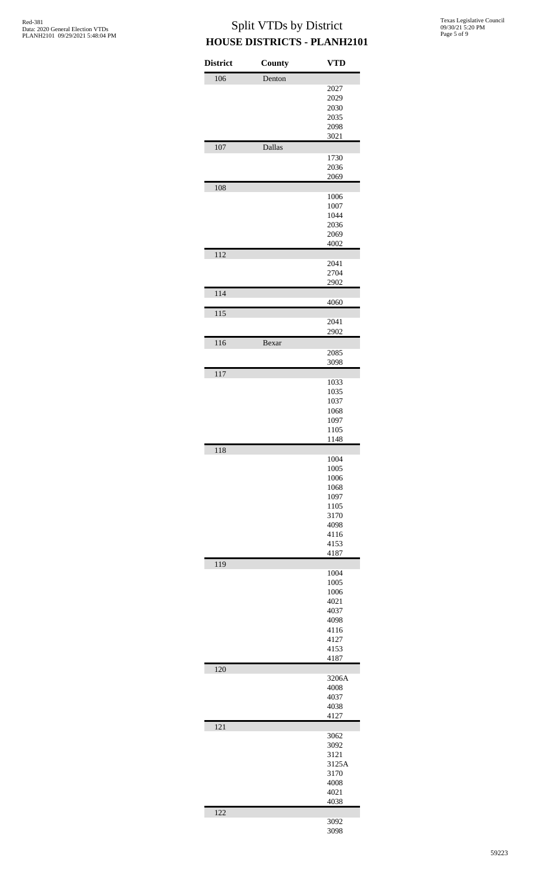# Split VTDs by District

## HOUSE DISTRICTS - PLANH2101

| District | County | VTD |
|---|---|---|
| 106 | Denton | |
| | | 2027 |
| | | 2029 |
| | | 2030 |
| | | 2035 |
| | | 2098 |
| | | 3021 |
| 107 | Dallas | |
| | | 1730 |
| | | 2036 |
| | | 2069 |
| 108 | | |
| | | 1006 |
| | | 1007 |
| | | 1044 |
| | | 2036 |
| | | 2069 |
| | | 4002 |
| 112 | | |
| | | 2041 |
| | | 2704 |
| | | 2902 |
| 114 | | |
| | | 4060 |
| 115 | | |
| | | 2041 |
| | | 2902 |
| 116 | Bexar | |
| | | 2085 |
| | | 3098 |
| 117 | | |
| | | 1033 |
| | | 1035 |
| | | 1037 |
| | | 1068 |
| | | 1097 |
| | | 1105 |
| | | 1148 |
| 118 | | |
| | | 1004 |
| | | 1005 |
| | | 1006 |
| | | 1068 |
| | | 1097 |
| | | 1105 |
| | | 3170 |
| | | 4098 |
| | | 4116 |
| | | 4153 |
| | | 4187 |
| 119 | | |
| | | 1004 |
| | | 1005 |
| | | 1006 |
| | | 4021 |
| | | 4037 |
| | | 4098 |
| | | 4116 |
| | | 4127 |
| | | 4153 |
| | | 4187 |
| 120 | | |
| | | 3206A |
| | | 4008 |
| | | 4037 |
| | | 4038 |
| | | 4127 |
| 121 | | |
| | | 3062 |
| | | 3092 |
| | | 3121 |
| | | 3125A |
| | | 3170 |
| | | 4008 |
| | | 4021 |
| | | 4038 |
| 122 | | |
| | | 3092 |
| | | 3098 |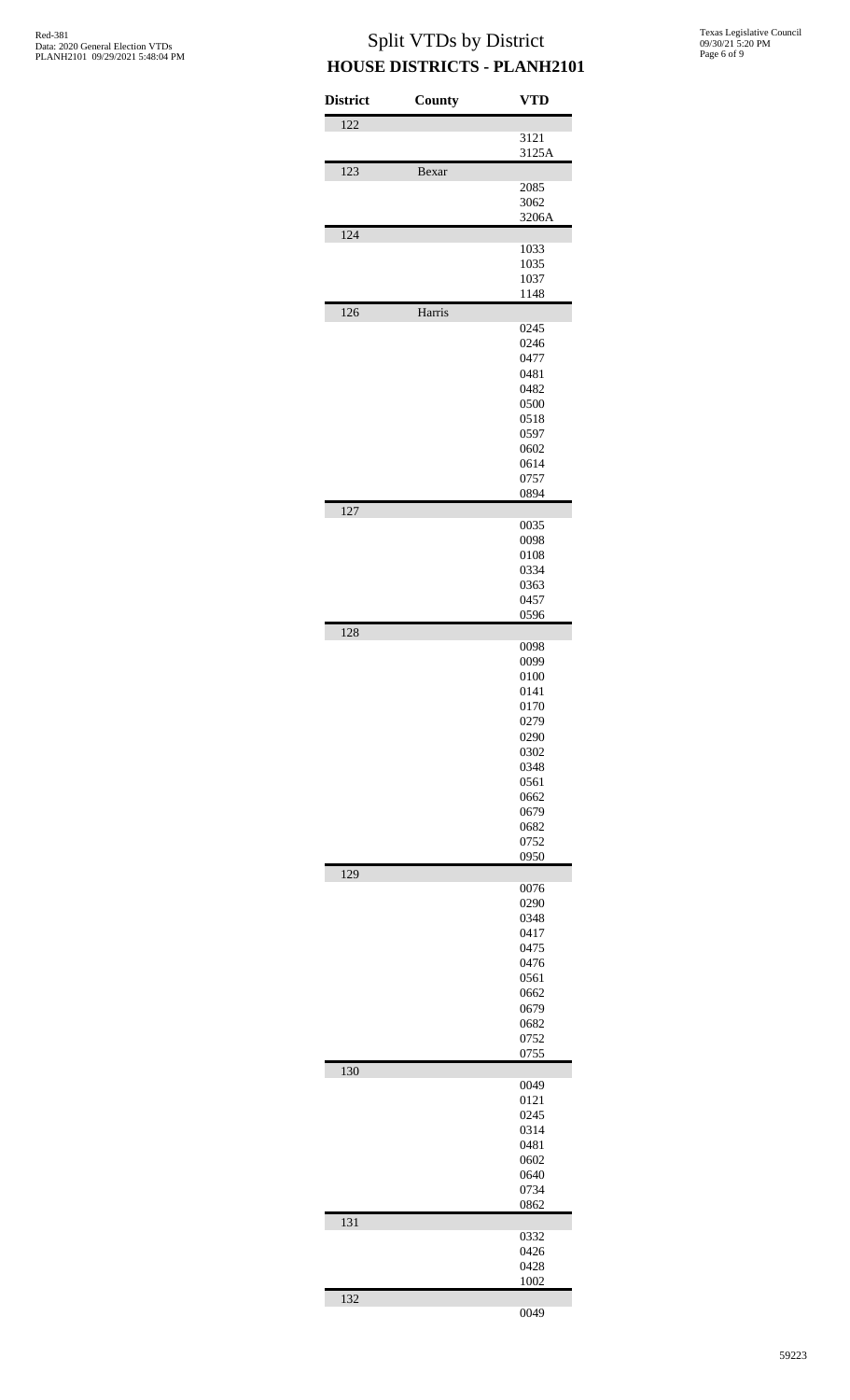# Split VTDs by District
## HOUSE DISTRICTS - PLANH2101

| District | County | VTD |
|---|---|---|
| 122 | | |
| | | 3121 |
| | | 3125A |
| 123 | Bexar | |
| | | 2085 |
| | | 3062 |
| | | 3206A |
| 124 | | |
| | | 1033 |
| | | 1035 |
| | | 1037 |
| | | 1148 |
| 126 | Harris | |
| | | 0245 |
| | | 0246 |
| | | 0477 |
| | | 0481 |
| | | 0482 |
| | | 0500 |
| | | 0518 |
| | | 0597 |
| | | 0602 |
| | | 0614 |
| | | 0757 |
| | | 0894 |
| 127 | | |
| | | 0035 |
| | | 0098 |
| | | 0108 |
| | | 0334 |
| | | 0363 |
| | | 0457 |
| | | 0596 |
| 128 | | |
| | | 0098 |
| | | 0099 |
| | | 0100 |
| | | 0141 |
| | | 0170 |
| | | 0279 |
| | | 0290 |
| | | 0302 |
| | | 0348 |
| | | 0561 |
| | | 0662 |
| | | 0679 |
| | | 0682 |
| | | 0752 |
| | | 0950 |
| 129 | | |
| | | 0076 |
| | | 0290 |
| | | 0348 |
| | | 0417 |
| | | 0475 |
| | | 0476 |
| | | 0561 |
| | | 0662 |
| | | 0679 |
| | | 0682 |
| | | 0752 |
| | | 0755 |
| 130 | | |
| | | 0049 |
| | | 0121 |
| | | 0245 |
| | | 0314 |
| | | 0481 |
| | | 0602 |
| | | 0640 |
| | | 0734 |
| | | 0862 |
| 131 | | |
| | | 0332 |
| | | 0426 |
| | | 0428 |
| | | 1002 |
| 132 | | |
| | | 0049 |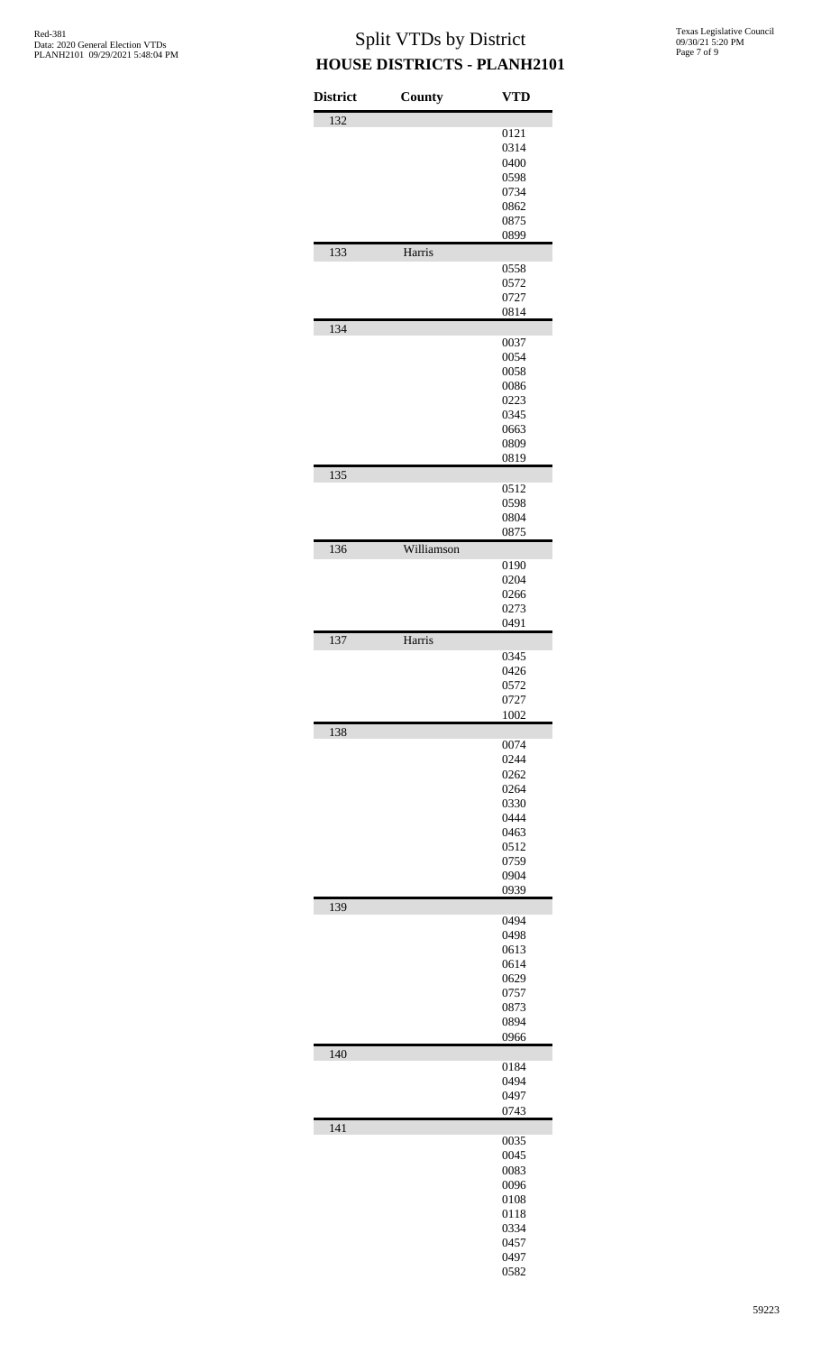# Split VTDs by District
## HOUSE DISTRICTS - PLANH2101

| District | County | VTD |
|---|---|---|
| 132 | | |
| | | 0121 |
| | | 0314 |
| | | 0400 |
| | | 0598 |
| | | 0734 |
| | | 0862 |
| | | 0875 |
| | | 0899 |
| 133 | Harris | |
| | | 0558 |
| | | 0572 |
| | | 0727 |
| | | 0814 |
| 134 | | |
| | | 0037 |
| | | 0054 |
| | | 0058 |
| | | 0086 |
| | | 0223 |
| | | 0345 |
| | | 0663 |
| | | 0809 |
| | | 0819 |
| 135 | | |
| | | 0512 |
| | | 0598 |
| | | 0804 |
| | | 0875 |
| 136 | Williamson | |
| | | 0190 |
| | | 0204 |
| | | 0266 |
| | | 0273 |
| | | 0491 |
| 137 | Harris | |
| | | 0345 |
| | | 0426 |
| | | 0572 |
| | | 0727 |
| | | 1002 |
| 138 | | |
| | | 0074 |
| | | 0244 |
| | | 0262 |
| | | 0264 |
| | | 0330 |
| | | 0444 |
| | | 0463 |
| | | 0512 |
| | | 0759 |
| | | 0904 |
| | | 0939 |
| 139 | | |
| | | 0494 |
| | | 0498 |
| | | 0613 |
| | | 0614 |
| | | 0629 |
| | | 0757 |
| | | 0873 |
| | | 0894 |
| | | 0966 |
| 140 | | |
| | | 0184 |
| | | 0494 |
| | | 0497 |
| | | 0743 |
| 141 | | |
| | | 0035 |
| | | 0045 |
| | | 0083 |
| | | 0096 |
| | | 0108 |
| | | 0118 |
| | | 0334 |
| | | 0457 |
| | | 0497 |
| | | 0582 |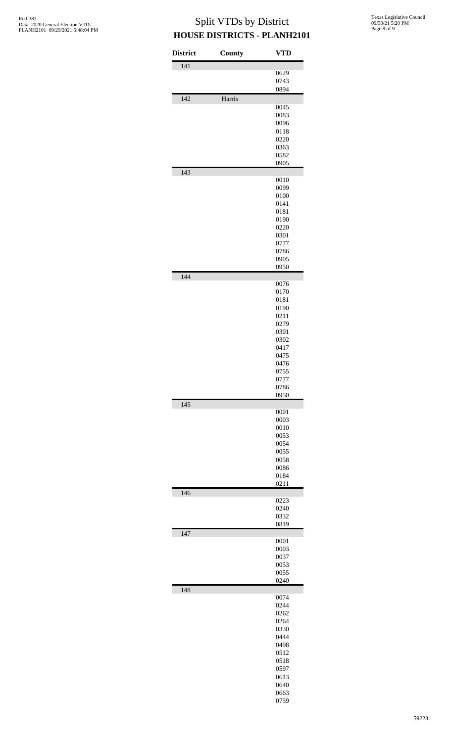# Split VTDs by District

## HOUSE DISTRICTS - PLANH2101

| District | County | VTD |
|---|---|---|
| 141 | | |
| | | 0629 |
| | | 0743 |
| | | 0894 |
| 142 | Harris | |
| | | 0045 |
| | | 0083 |
| | | 0096 |
| | | 0118 |
| | | 0220 |
| | | 0363 |
| | | 0582 |
| | | 0905 |
| 143 | | |
| | | 0010 |
| | | 0099 |
| | | 0100 |
| | | 0141 |
| | | 0181 |
| | | 0190 |
| | | 0220 |
| | | 0301 |
| | | 0777 |
| | | 0786 |
| | | 0905 |
| | | 0950 |
| 144 | | |
| | | 0076 |
| | | 0170 |
| | | 0181 |
| | | 0190 |
| | | 0211 |
| | | 0279 |
| | | 0301 |
| | | 0302 |
| | | 0417 |
| | | 0475 |
| | | 0476 |
| | | 0755 |
| | | 0777 |
| | | 0786 |
| | | 0950 |
| 145 | | |
| | | 0001 |
| | | 0003 |
| | | 0010 |
| | | 0053 |
| | | 0054 |
| | | 0055 |
| | | 0058 |
| | | 0086 |
| | | 0184 |
| | | 0211 |
| 146 | | |
| | | 0223 |
| | | 0240 |
| | | 0332 |
| | | 0819 |
| 147 | | |
| | | 0001 |
| | | 0003 |
| | | 0037 |
| | | 0053 |
| | | 0055 |
| | | 0240 |
| 148 | | |
| | | 0074 |
| | | 0244 |
| | | 0262 |
| | | 0264 |
| | | 0330 |
| | | 0444 |
| | | 0498 |
| | | 0512 |
| | | 0518 |
| | | 0597 |
| | | 0613 |
| | | 0640 |
| | | 0663 |
| | | 0759 |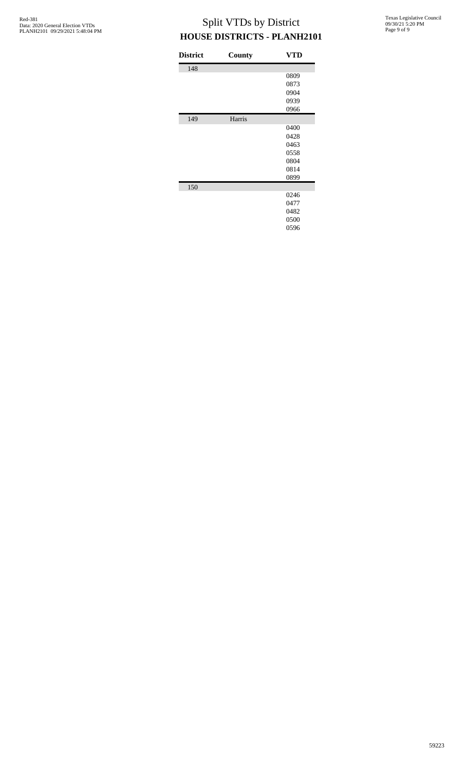# Split VTDs by District

## HOUSE DISTRICTS - PLANH2101

| District | County | VTD |
|---|---|---|
| 148 | | |
| | | 0809 |
| | | 0873 |
| | | 0904 |
| | | 0939 |
| | | 0966 |
| 149 | Harris | |
| | | 0400 |
| | | 0428 |
| | | 0463 |
| | | 0558 |
| | | 0804 |
| | | 0814 |
| | | 0899 |
| 150 | | |
| | | 0246 |
| | | 0477 |
| | | 0482 |
| | | 0500 |
| | | 0596 |